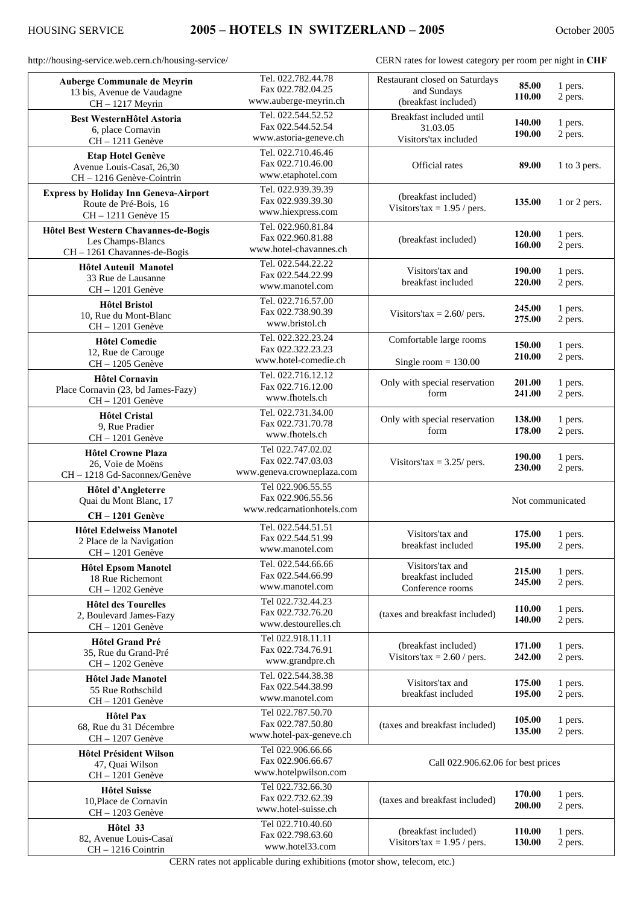HOUSING SERVICE **2005 – HOTELS IN SWITZERLAND – 2005** October 2005

http://housing-service.web.cern.ch/housing-service/ CERN rates for lowest category per room per night in **CHF**

| Hotel | Contact | Remarks | Rate | Persons |
|---|---|---|---|---|
| **Auberge Communale de Meyrin**<br>13 bis, Avenue de Vaudagne<br>CH – 1217 Meyrin | Tel. 022.782.44.78<br>Fax 022.782.04.25<br>www.auberge-meyrin.ch | Restaurant closed on Saturdays and Sundays<br>(breakfast included) | **85.00**<br>**110.00** | 1 pers.<br>2 pers. |
| **Best WesternHôtel Astoria**<br>6, place Cornavin<br>CH – 1211 Genève | Tel. 022.544.52.52<br>Fax 022.544.52.54<br>www.astoria-geneve.ch | Breakfast included until 31.03.05<br>Visitors'tax included | **140.00**<br>**190.00** | 1 pers.<br>2 pers. |
| **Etap Hotel Genève**<br>Avenue Louis-Casaï, 26,30<br>CH – 1216 Genève-Cointrin | Tel. 022.710.46.46<br>Fax 022.710.46.00<br>www.etaphotel.com | Official rates | **89.00** | 1 to 3 pers. |
| **Express by Holiday Inn Geneva-Airport**<br>Route de Pré-Bois, 16<br>CH – 1211 Genève 15 | Tel. 022.939.39.39<br>Fax 022.939.39.30<br>www.hiexpress.com | (breakfast included)<br>Visitors'tax = 1.95 / pers. | **135.00** | 1 or 2 pers. |
| **Hôtel Best Western Chavannes-de-Bogis**<br>Les Champs-Blancs<br>CH – 1261 Chavannes-de-Bogis | Tel. 022.960.81.84<br>Fax 022.960.81.88<br>www.hotel-chavannes.ch | (breakfast included) | **120.00**<br>**160.00** | 1 pers.<br>2 pers. |
| **Hôtel Auteuil Manotel**<br>33 Rue de Lausanne<br>CH – 1201 Genève | Tel. 022.544.22.22<br>Fax 022.544.22.99<br>www.manotel.com | Visitors'tax and breakfast included | **190.00**<br>**220.00** | 1 pers.<br>2 pers. |
| **Hôtel Bristol**<br>10, Rue du Mont-Blanc<br>CH – 1201 Genève | Tel. 022.716.57.00<br>Fax 022.738.90.39<br>www.bristol.ch | Visitors'tax = 2.60/ pers. | **245.00**<br>**275.00** | 1 pers.<br>2 pers. |
| **Hôtel Comedie**<br>12, Rue de Carouge<br>CH – 1205 Genève | Tel. 022.322.23.24<br>Fax 022.322.23.23<br>www.hotel-comedie.ch | Comfortable large rooms<br>Single room = 130.00 | **150.00**<br>**210.00** | 1 pers.<br>2 pers. |
| **Hôtel Cornavin**<br>Place Cornavin (23, bd James-Fazy)<br>CH – 1201 Genève | Tel. 022.716.12.12<br>Fax 022.716.12.00<br>www.fhotels.ch | Only with special reservation form | **201.00**<br>**241.00** | 1 pers.<br>2 pers. |
| **Hôtel Cristal**<br>9, Rue Pradier<br>CH – 1201 Genève | Tel. 022.731.34.00<br>Fax 022.731.70.78<br>www.fhotels.ch | Only with special reservation form | **138.00**<br>**178.00** | 1 pers.<br>2 pers. |
| **Hôtel Crowne Plaza**<br>26, Voie de Moëns<br>CH – 1218 Gd-Saconnex/Genève | Tel 022.747.02.02<br>Fax 022.747.03.03<br>www.geneva.crowneplaza.com | Visitors'tax = 3.25/ pers. | **190.00**<br>**230.00** | 1 pers.<br>2 pers. |
| **Hôtel d'Angleterre**<br>Quai du Mont Blanc, 17<br>**CH – 1201 Genève** | Tel 022.906.55.55<br>Fax 022.906.55.56<br>www.redcarnationhotels.com | | Not communicated | |
| **Hôtel Edelweiss Manotel**<br>2 Place de la Navigation<br>CH – 1201 Genève | Tel. 022.544.51.51<br>Fax 022.544.51.99<br>www.manotel.com | Visitors'tax and breakfast included | **175.00**<br>**195.00** | 1 pers.<br>2 pers. |
| **Hôtel Epsom Manotel**<br>18 Rue Richemont<br>CH – 1202 Genève | Tel. 022.544.66.66<br>Fax 022.544.66.99<br>www.manotel.com | Visitors'tax and breakfast included<br>Conference rooms | **215.00**<br>**245.00** | 1 pers.<br>2 pers. |
| **Hôtel des Tourelles**<br>2, Boulevard James-Fazy<br>CH – 1201 Genève | Tel 022.732.44.23<br>Fax 022.732.76.20<br>www.destourelles.ch | (taxes and breakfast included) | **110.00**<br>**140.00** | 1 pers.<br>2 pers. |
| **Hôtel Grand Pré**<br>35, Rue du Grand-Pré<br>CH – 1202 Genève | Tel 022.918.11.11<br>Fax 022.734.76.91<br>www.grandpre.ch | (breakfast included)<br>Visitors'tax = 2.60 / pers. | **171.00**<br>**242.00** | 1 pers.<br>2 pers. |
| **Hôtel Jade Manotel**<br>55 Rue Rothschild<br>CH – 1201 Genève | Tel. 022.544.38.38<br>Fax 022.544.38.99<br>www.manotel.com | Visitors'tax and breakfast included | **175.00**<br>**195.00** | 1 pers.<br>2 pers. |
| **Hôtel Pax**<br>68, Rue du 31 Décembre<br>CH – 1207 Genève | Tel 022.787.50.70<br>Fax 022.787.50.80<br>www.hotel-pax-geneve.ch | (taxes and breakfast included) | **105.00**<br>**135.00** | 1 pers.<br>2 pers. |
| **Hôtel Président Wilson**<br>47, Quai Wilson<br>CH – 1201 Genève | Tel 022.906.66.66<br>Fax 022.906.66.67<br>www.hotelpwilson.com | Call 022.906.62.06 for best prices | | |
| **Hôtel Suisse**<br>10,Place de Cornavin<br>CH – 1203 Genève | Tel 022.732.66.30<br>Fax 022.732.62.39<br>www.hotel-suisse.ch | (taxes and breakfast included) | **170.00**<br>**200.00** | 1 pers.<br>2 pers. |
| **Hôtel 33**<br>82, Avenue Louis-Casaï<br>CH – 1216 Cointrin | Tel 022.710.40.60<br>Fax 022.798.63.60<br>www.hotel33.com | (breakfast included)<br>Visitors'tax = 1.95 / pers. | **110.00**<br>**130.00** | 1 pers.<br>2 pers. |

CERN rates not applicable during exhibitions (motor show, telecom, etc.)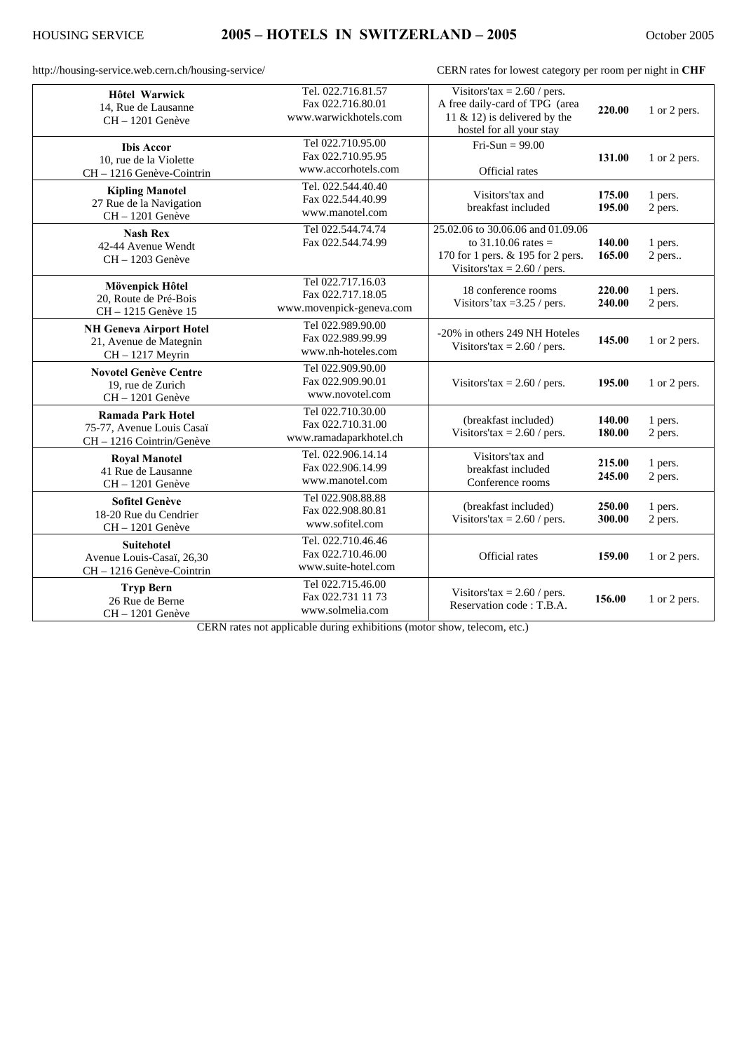HOUSING SERVICE

# 2005 – HOTELS IN SWITZERLAND – 2005

October 2005

http://housing-service.web.cern.ch/housing-service/

CERN rates for lowest category per room per night in **CHF**

| Hotel | Contact | Notes | Rate | Persons |
|---|---|---|---|---|
| **Hôtel Warwick**<br>14, Rue de Lausanne<br>CH – 1201 Genève | Tel. 022.716.81.57<br>Fax 022.716.80.01<br>www.warwickhotels.com | Visitors'tax = 2.60 / pers.<br>A free daily-card of TPG (area 11 & 12) is delivered by the hostel for all your stay | **220.00** | 1 or 2 pers. |
| **Ibis Accor**<br>10, rue de la Violette<br>CH – 1216 Genève-Cointrin | Tel 022.710.95.00<br>Fax 022.710.95.95<br>www.accorhotels.com | Fri-Sun = 99.00<br>Official rates | **131.00** | 1 or 2 pers. |
| **Kipling Manotel**<br>27 Rue de la Navigation<br>CH – 1201 Genève | Tel. 022.544.40.40<br>Fax 022.544.40.99<br>www.manotel.com | Visitors'tax and breakfast included | **175.00**<br>**195.00** | 1 pers.<br>2 pers. |
| **Nash Rex**<br>42-44 Avenue Wendt<br>CH – 1203 Genève | Tel 022.544.74.74<br>Fax 022.544.74.99 | 25.02.06 to 30.06.06 and 01.09.06 to 31.10.06 rates = 170 for 1 pers. & 195 for 2 pers.<br>Visitors'tax = 2.60 / pers. | **140.00**<br>**165.00** | 1 pers.<br>2 pers.. |
| **Mövenpick Hôtel**<br>20, Route de Pré-Bois<br>CH – 1215 Genève 15 | Tel 022.717.16.03<br>Fax 022.717.18.05<br>www.movenpick-geneva.com | 18 conference rooms<br>Visitors'tax =3.25 / pers. | **220.00**<br>**240.00** | 1 pers.<br>2 pers. |
| **NH Geneva Airport Hotel**<br>21, Avenue de Mategnin<br>CH – 1217 Meyrin | Tel 022.989.90.00<br>Fax 022.989.99.99<br>www.nh-hoteles.com | -20% in others 249 NH Hoteles<br>Visitors'tax = 2.60 / pers. | **145.00** | 1 or 2 pers. |
| **Novotel Genève Centre**<br>19, rue de Zurich<br>CH – 1201 Genève | Tel 022.909.90.00<br>Fax 022.909.90.01<br>www.novotel.com | Visitors'tax = 2.60 / pers. | **195.00** | 1 or 2 pers. |
| **Ramada Park Hotel**<br>75-77, Avenue Louis Casaï<br>CH – 1216 Cointrin/Genève | Tel 022.710.30.00<br>Fax 022.710.31.00<br>www.ramadaparkhotel.ch | (breakfast included)<br>Visitors'tax = 2.60 / pers. | **140.00**<br>**180.00** | 1 pers.<br>2 pers. |
| **Royal Manotel**<br>41 Rue de Lausanne<br>CH – 1201 Genève | Tel. 022.906.14.14<br>Fax 022.906.14.99<br>www.manotel.com | Visitors'tax and breakfast included<br>Conference rooms | **215.00**<br>**245.00** | 1 pers.<br>2 pers. |
| **Sofitel Genève**<br>18-20 Rue du Cendrier<br>CH – 1201 Genève | Tel 022.908.88.88<br>Fax 022.908.80.81<br>www.sofitel.com | (breakfast included)<br>Visitors'tax = 2.60 / pers. | **250.00**<br>**300.00** | 1 pers.<br>2 pers. |
| **Suitehotel**<br>Avenue Louis-Casaï, 26,30<br>CH – 1216 Genève-Cointrin | Tel. 022.710.46.46<br>Fax 022.710.46.00<br>www.suite-hotel.com | Official rates | **159.00** | 1 or 2 pers. |
| **Tryp Bern**<br>26 Rue de Berne<br>CH – 1201 Genève | Tel 022.715.46.00<br>Fax 022.731 11 73<br>www.solmelia.com | Visitors'tax = 2.60 / pers.<br>Reservation code : T.B.A. | **156.00** | 1 or 2 pers. |

CERN rates not applicable during exhibitions (motor show, telecom, etc.)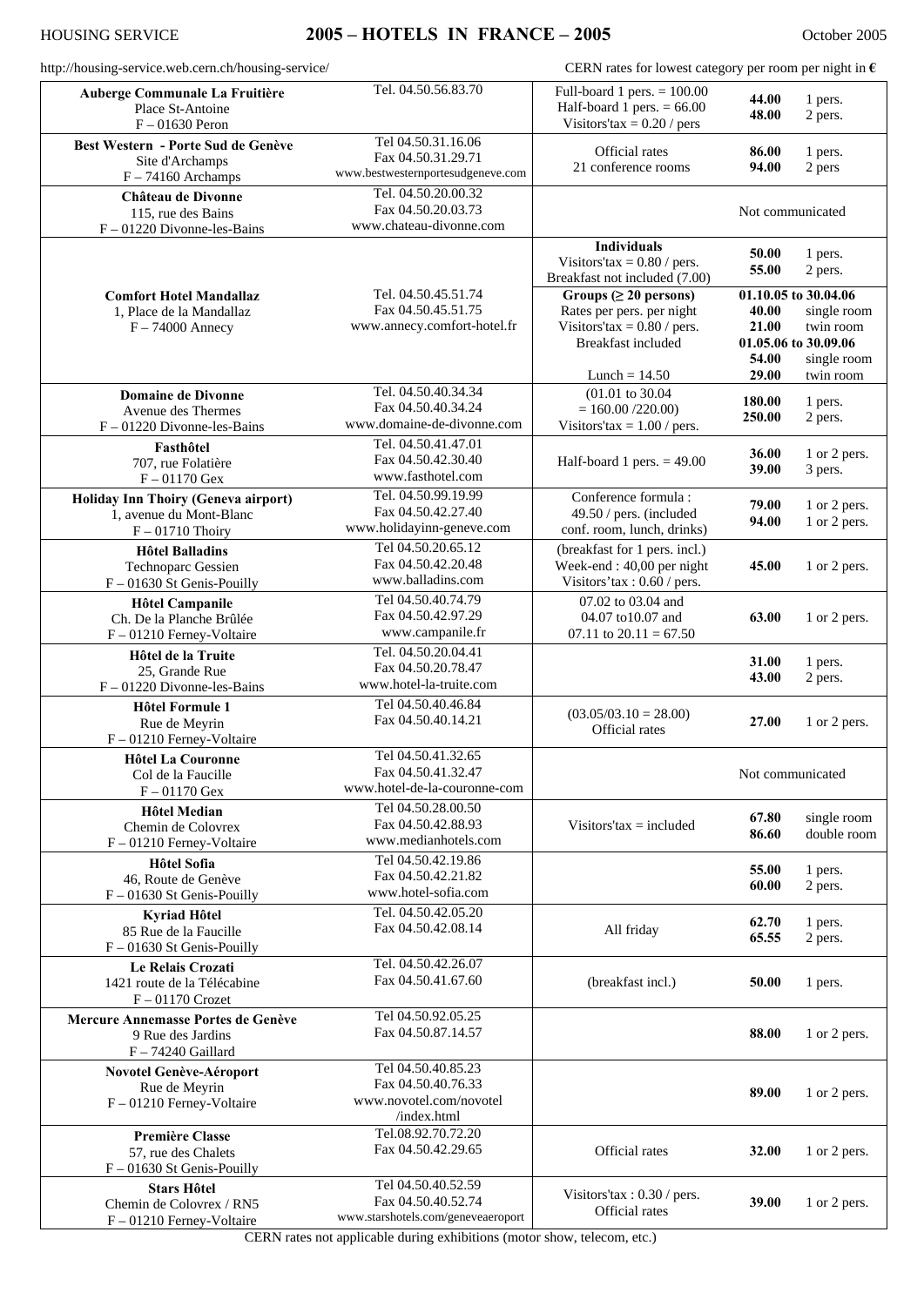HOUSING SERVICE

# 2005 – HOTELS IN FRANCE – 2005

October 2005

http://housing-service.web.cern.ch/housing-service/

CERN rates for lowest category per room per night in €

| Hotel | Contact | Notes | Rate | |
|---|---|---|---|---|
| **Auberge Communale La Fruitière**<br>Place St-Antoine<br>F – 01630 Peron | Tel. 04.50.56.83.70 | Full-board 1 pers. = 100.00<br>Half-board 1 pers. = 66.00<br>Visitors'tax = 0.20 / pers | **44.00**<br>**48.00** | 1 pers.<br>2 pers. |
| **Best Western - Porte Sud de Genève**<br>Site d'Archamps<br>F – 74160 Archamps | Tel 04.50.31.16.06<br>Fax 04.50.31.29.71<br>www.bestwesternportesudgeneve.com | Official rates<br>21 conference rooms | **86.00**<br>**94.00** | 1 pers.<br>2 pers |
| **Château de Divonne**<br>115, rue des Bains<br>F – 01220 Divonne-les-Bains | Tel. 04.50.20.00.32<br>Fax 04.50.20.03.73<br>www.chateau-divonne.com | | Not communicated | |
| **Comfort Hotel Mandallaz**<br>1, Place de la Mandallaz<br>F – 74000 Annecy | Tel. 04.50.45.51.74<br>Fax 04.50.45.51.75<br>www.annecy.comfort-hotel.fr | **Individuals**<br>Visitors'tax = 0.80 / pers.<br>Breakfast not included (7.00) | **50.00**<br>**55.00** | 1 pers.<br>2 pers. |
| | | **Groups (≥ 20 persons)**<br>Rates per pers. per night<br>Visitors'tax = 0.80 / pers.<br>Breakfast included<br>Lunch = 14.50 | **01.10.05 to 30.04.06**<br>**40.00**<br>**21.00**<br>**01.05.06 to 30.09.06**<br>**54.00**<br>**29.00** | <br>single room<br>twin room<br><br>single room<br>twin room |
| **Domaine de Divonne**<br>Avenue des Thermes<br>F – 01220 Divonne-les-Bains | Tel. 04.50.40.34.34<br>Fax 04.50.40.34.24<br>www.domaine-de-divonne.com | (01.01 to 30.04<br>= 160.00 /220.00)<br>Visitors'tax = 1.00 / pers. | **180.00**<br>**250.00** | 1 pers.<br>2 pers. |
| **Fasthôtel**<br>707, rue Folatière<br>F – 01170 Gex | Tel. 04.50.41.47.01<br>Fax 04.50.42.30.40<br>www.fasthotel.com | Half-board 1 pers. = 49.00 | **36.00**<br>**39.00** | 1 or 2 pers.<br>3 pers. |
| **Holiday Inn Thoiry (Geneva airport)**<br>1, avenue du Mont-Blanc<br>F – 01710 Thoiry | Tel. 04.50.99.19.99<br>Fax 04.50.42.27.40<br>www.holidayinn-geneve.com | Conference formula :<br>49.50 / pers. (included<br>conf. room, lunch, drinks) | **79.00**<br>**94.00** | 1 or 2 pers.<br>1 or 2 pers. |
| **Hôtel Balladins**<br>Technoparc Gessien<br>F – 01630 St Genis-Pouilly | Tel 04.50.20.65.12<br>Fax 04.50.42.20.48<br>www.balladins.com | (breakfast for 1 pers. incl.)<br>Week-end : 40,00 per night<br>Visitors'tax : 0.60 / pers. | **45.00** | 1 or 2 pers. |
| **Hôtel Campanile**<br>Ch. De la Planche Brûlée<br>F – 01210 Ferney-Voltaire | Tel 04.50.40.74.79<br>Fax 04.50.42.97.29<br>www.campanile.fr | 07.02 to 03.04 and<br>04.07 to10.07 and<br>07.11 to 20.11 = 67.50 | **63.00** | 1 or 2 pers. |
| **Hôtel de la Truite**<br>25, Grande Rue<br>F – 01220 Divonne-les-Bains | Tel. 04.50.20.04.41<br>Fax 04.50.20.78.47<br>www.hotel-la-truite.com | | **31.00**<br>**43.00** | 1 pers.<br>2 pers. |
| **Hôtel Formule 1**<br>Rue de Meyrin<br>F – 01210 Ferney-Voltaire | Tel 04.50.40.46.84<br>Fax 04.50.40.14.21 | (03.05/03.10 = 28.00)<br>Official rates | **27.00** | 1 or 2 pers. |
| **Hôtel La Couronne**<br>Col de la Faucille<br>F – 01170 Gex | Tel 04.50.41.32.65<br>Fax 04.50.41.32.47<br>www.hotel-de-la-couronne-com | | Not communicated | |
| **Hôtel Median**<br>Chemin de Colovrex<br>F – 01210 Ferney-Voltaire | Tel 04.50.28.00.50<br>Fax 04.50.42.88.93<br>www.medianhotels.com | Visitors'tax = included | **67.80**<br>**86.60** | single room<br>double room |
| **Hôtel Sofia**<br>46, Route de Genève<br>F – 01630 St Genis-Pouilly | Tel 04.50.42.19.86<br>Fax 04.50.42.21.82<br>www.hotel-sofia.com | | **55.00**<br>**60.00** | 1 pers.<br>2 pers. |
| **Kyriad Hôtel**<br>85 Rue de la Faucille<br>F – 01630 St Genis-Pouilly | Tel. 04.50.42.05.20<br>Fax 04.50.42.08.14 | All friday | **62.70**<br>**65.55** | 1 pers.<br>2 pers. |
| **Le Relais Crozati**<br>1421 route de la Télécabine<br>F – 01170 Crozet | Tel. 04.50.42.26.07<br>Fax 04.50.41.67.60 | (breakfast incl.) | **50.00** | 1 pers. |
| **Mercure Annemasse Portes de Genève**<br>9 Rue des Jardins<br>F – 74240 Gaillard | Tel 04.50.92.05.25<br>Fax 04.50.87.14.57 | | **88.00** | 1 or 2 pers. |
| **Novotel Genève-Aéroport**<br>Rue de Meyrin<br>F – 01210 Ferney-Voltaire | Tel 04.50.40.85.23<br>Fax 04.50.40.76.33<br>www.novotel.com/novotel<br>/index.html | | **89.00** | 1 or 2 pers. |
| **Première Classe**<br>57, rue des Chalets<br>F – 01630 St Genis-Pouilly | Tel.08.92.70.72.20<br>Fax 04.50.42.29.65 | Official rates | **32.00** | 1 or 2 pers. |
| **Stars Hôtel**<br>Chemin de Colovrex / RN5<br>F – 01210 Ferney-Voltaire | Tel 04.50.40.52.59<br>Fax 04.50.40.52.74<br>www.starshotels.com/geneveaeroport | Visitors'tax : 0.30 / pers.<br>Official rates | **39.00** | 1 or 2 pers. |

CERN rates not applicable during exhibitions (motor show, telecom, etc.)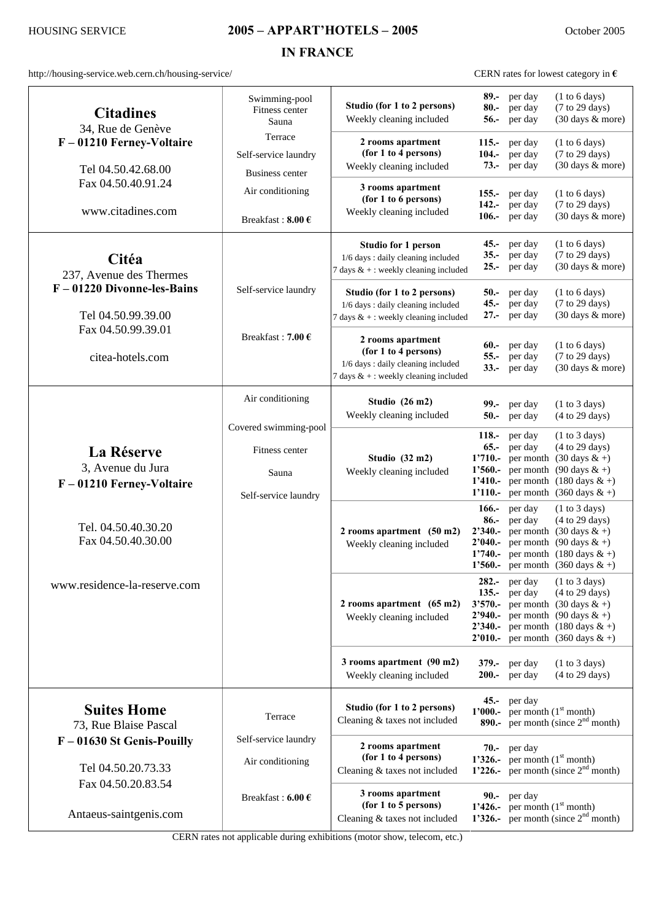HOUSING SERVICE

# 2005 – APPART'HOTELS – 2005

## IN FRANCE

October 2005

http://housing-service.web.cern.ch/housing-service/

CERN rates for lowest category in €

| Residence | Facilities | Accommodation | Rates |
|---|---|---|---|
| **Citadines**<br>34, Rue de Genève<br>**F – 01210 Ferney-Voltaire**<br>Tel 04.50.42.68.00<br>Fax 04.50.40.91.24<br>www.citadines.com | Swimming-pool<br>Fitness center<br>Sauna<br>Terrace<br>Self-service laundry<br>Business center<br>Air conditioning<br>Breakfast : **8.00 €** | **Studio (for 1 to 2 persons)**<br>Weekly cleaning included | **89.-** per day (1 to 6 days)<br>**80.-** per day (7 to 29 days)<br>**56.-** per day (30 days & more) |
| | | **2 rooms apartment (for 1 to 4 persons)**<br>Weekly cleaning included | **115.-** per day (1 to 6 days)<br>**104.-** per day (7 to 29 days)<br>**73.-** per day (30 days & more) |
| | | **3 rooms apartment (for 1 to 6 persons)**<br>Weekly cleaning included | **155.-** per day (1 to 6 days)<br>**142.-** per day (7 to 29 days)<br>**106.-** per day (30 days & more) |
| **Citéa**<br>237, Avenue des Thermes<br>**F – 01220 Divonne-les-Bains**<br>Tel 04.50.99.39.00<br>Fax 04.50.99.39.01<br>citea-hotels.com | Self-service laundry<br>Breakfast : **7.00 €** | **Studio for 1 person**<br>1/6 days : daily cleaning included<br>7 days & + : weekly cleaning included | **45.-** per day (1 to 6 days)<br>**35.-** per day (7 to 29 days)<br>**25.-** per day (30 days & more) |
| | | **Studio (for 1 to 2 persons)**<br>1/6 days : daily cleaning included<br>7 days & + : weekly cleaning included | **50.-** per day (1 to 6 days)<br>**45.-** per day (7 to 29 days)<br>**27.-** per day (30 days & more) |
| | | **2 rooms apartment (for 1 to 4 persons)**<br>1/6 days : daily cleaning included<br>7 days & + : weekly cleaning included | **60.-** per day (1 to 6 days)<br>**55.-** per day (7 to 29 days)<br>**33.-** per day (30 days & more) |
| **La Réserve**<br>3, Avenue du Jura<br>**F – 01210 Ferney-Voltaire**<br>Tel. 04.50.40.30.20<br>Fax 04.50.40.30.00<br>www.residence-la-reserve.com | Air conditioning<br>Covered swimming-pool<br>Fitness center<br>Sauna<br>Self-service laundry | **Studio (26 m2)**<br>Weekly cleaning included | **99.-** per day (1 to 3 days)<br>**50.-** per day (4 to 29 days) |
| | | **Studio (32 m2)**<br>Weekly cleaning included | **118.-** per day (1 to 3 days)<br>**65.-** per day (4 to 29 days)<br>**1'710.-** per month (30 days & +)<br>**1'560.-** per month (90 days & +)<br>**1'410.-** per month (180 days & +)<br>**1'110.-** per month (360 days & +) |
| | | **2 rooms apartment (50 m2)**<br>Weekly cleaning included | **166.-** per day (1 to 3 days)<br>**86.-** per day (4 to 29 days)<br>**2'340.-** per month (30 days & +)<br>**2'040.-** per month (90 days & +)<br>**1'740.-** per month (180 days & +)<br>**1'560.-** per month (360 days & +) |
| | | **2 rooms apartment (65 m2)**<br>Weekly cleaning included | **282.-** per day (1 to 3 days)<br>**135.-** per day (4 to 29 days)<br>**3'570.-** per month (30 days & +)<br>**2'940.-** per month (90 days & +)<br>**2'340.-** per month (180 days & +)<br>**2'010.-** per month (360 days & +) |
| | | **3 rooms apartment (90 m2)**<br>Weekly cleaning included | **379.-** per day (1 to 3 days)<br>**200.-** per day (4 to 29 days) |
| **Suites Home**<br>73, Rue Blaise Pascal<br>**F – 01630 St Genis-Pouilly**<br>Tel 04.50.20.73.33<br>Fax 04.50.20.83.54<br>Antaeus-saintgenis.com | Terrace<br>Self-service laundry<br>Air conditioning<br>Breakfast : **6.00 €** | **Studio (for 1 to 2 persons)**<br>Cleaning & taxes not included | **45.-** per day<br>**1'000.-** per month (1st month)<br>**890.-** per month (since 2nd month) |
| | | **2 rooms apartment (for 1 to 4 persons)**<br>Cleaning & taxes not included | **70.-** per day<br>**1'326.-** per month (1st month)<br>**1'226.-** per month (since 2nd month) |
| | | **3 rooms apartment (for 1 to 5 persons)**<br>Cleaning & taxes not included | **90.-** per day<br>**1'426.-** per month (1st month)<br>**1'326.-** per month (since 2nd month) |

CERN rates not applicable during exhibitions (motor show, telecom, etc.)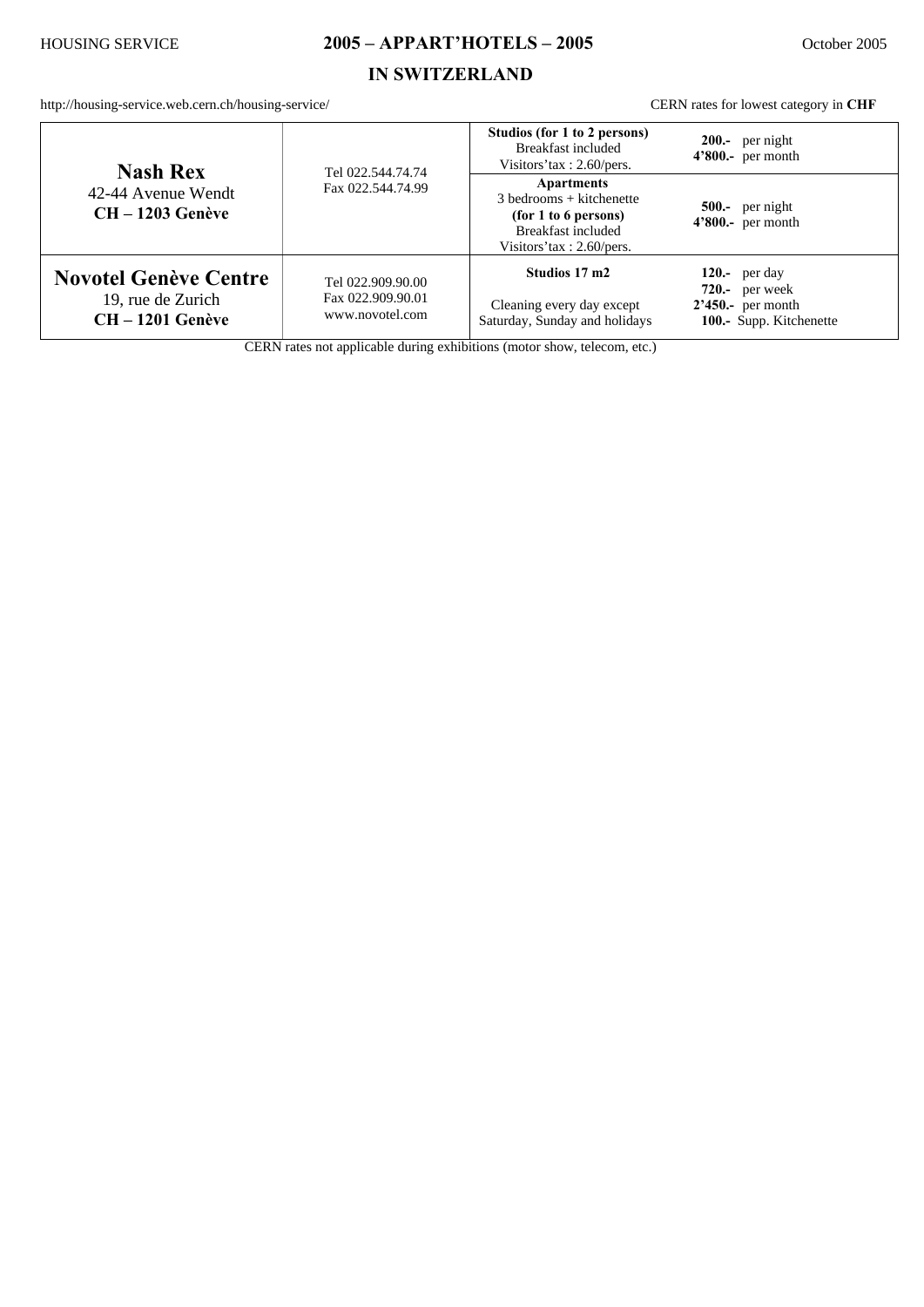HOUSING SERVICE

# 2005 – APPART'HOTELS – 2005

## IN SWITZERLAND

October 2005

http://housing-service.web.cern.ch/housing-service/

CERN rates for lowest category in **CHF**

| | | | |
|---|---|---|---|
| **Nash Rex**<br>42-44 Avenue Wendt<br>**CH – 1203 Genève** | Tel 022.544.74.74<br>Fax 022.544.74.99 | **Studios (for 1 to 2 persons)**<br>Breakfast included<br>Visitors'tax : 2.60/pers. | **200.-** per night<br>**4'800.-** per month |
| | | **Apartments**<br>3 bedrooms + kitchenette<br>**(for 1 to 6 persons)**<br>Breakfast included<br>Visitors'tax : 2.60/pers. | **500.-** per night<br>**4'800.-** per month |
| **Novotel Genève Centre**<br>19, rue de Zurich<br>**CH – 1201 Genève** | Tel 022.909.90.00<br>Fax 022.909.90.01<br>www.novotel.com | **Studios 17 m2**<br><br>Cleaning every day except Saturday, Sunday and holidays | **120.-** per day<br>**720.-** per week<br>**2'450.-** per month<br>**100.-** Supp. Kitchenette |

CERN rates not applicable during exhibitions (motor show, telecom, etc.)